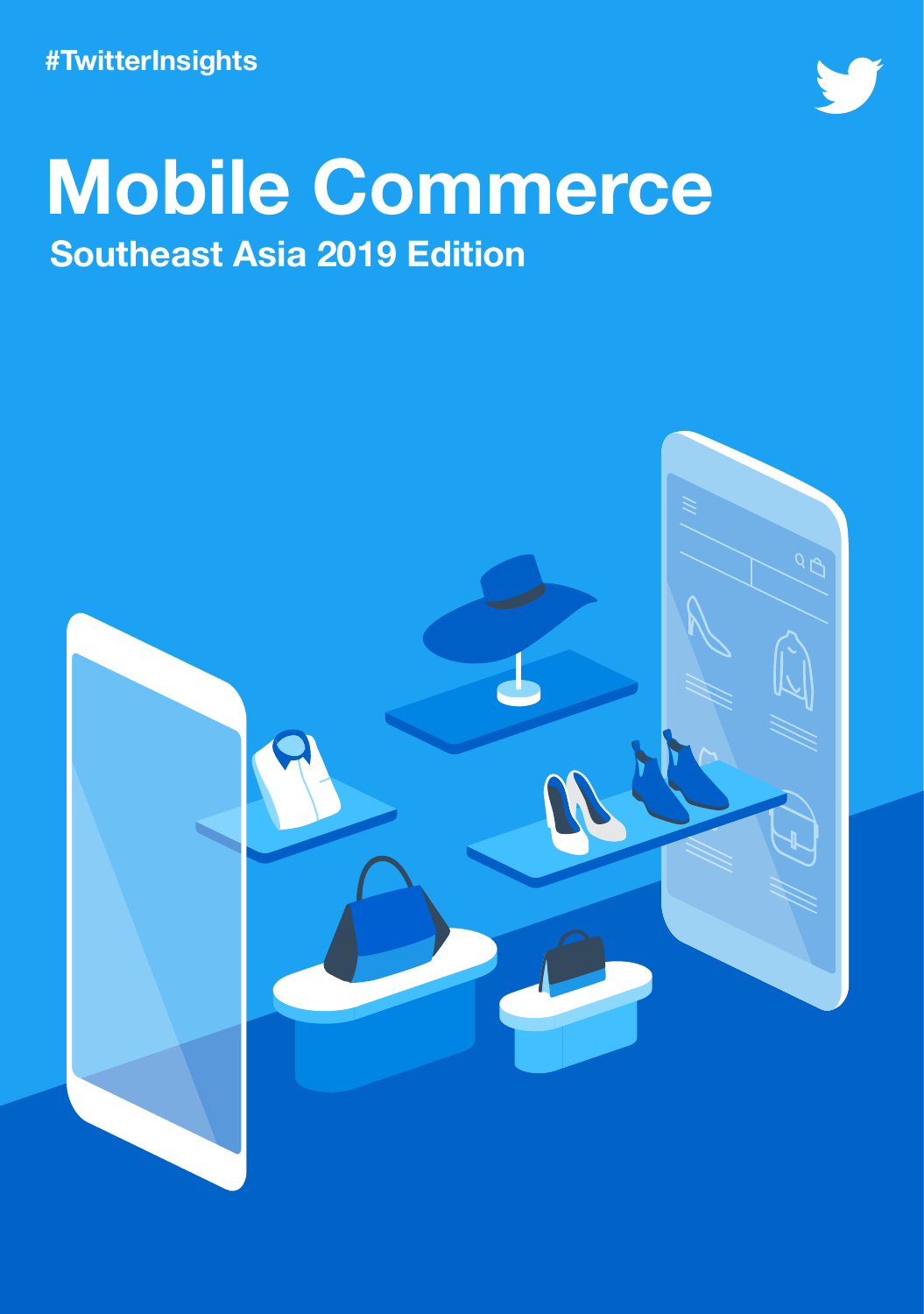#TwitterInsights

# Mobile Commerce

## Southeast Asia 2019 Edition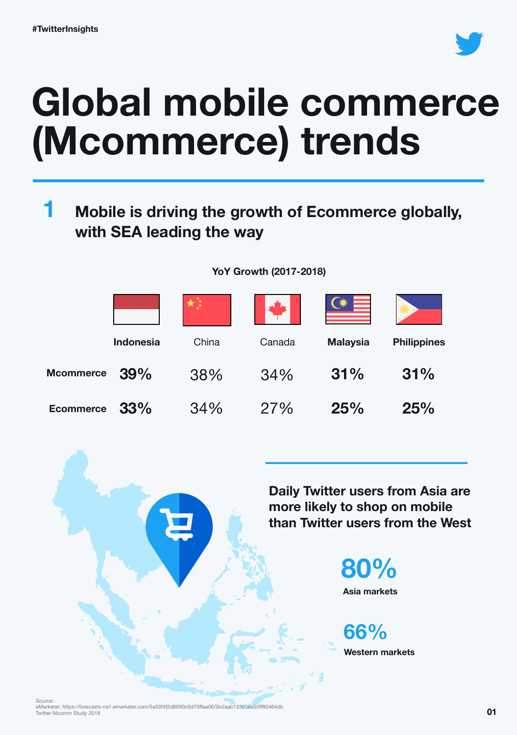#TwitterInsights

# Global mobile commerce (Mcommerce) trends

## 1 Mobile is driving the growth of Ecommerce globally, with SEA leading the way

YoY Growth (2017-2018)

| | **Indonesia** | China | Canada | **Malaysia** | **Philippines** |
|---|---|---|---|---|---|
| **Mcommerce** | **39%** | 38% | 34% | **31%** | **31%** |
| **Ecommerce** | **33%** | 34% | 27% | **25%** | **25%** |

**Daily Twitter users from Asia are more likely to shop on mobile than Twitter users from the West**

**80%**
**Asia markets**

**66%**
**Western markets**

Source:
eMarketer: https://forecasts-na1.emarketer.com/5a53f4f2d8690c0d70ffaa06/5b2aab133808a50ff80464db
Twitter Mcomm Study 2018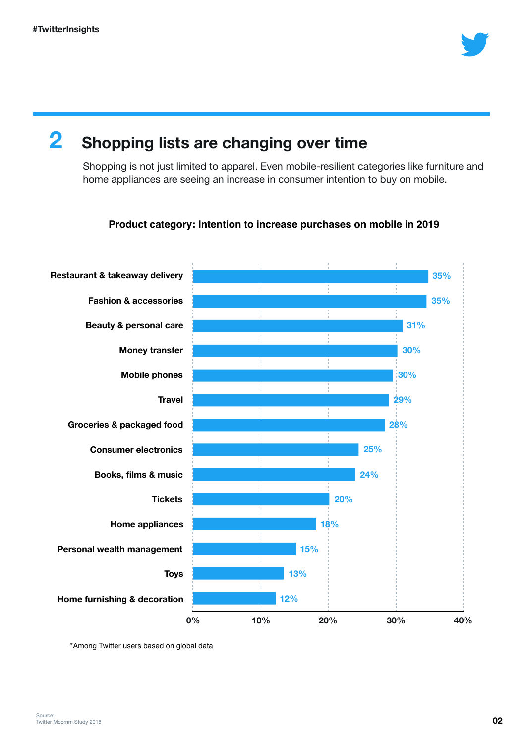#TwitterInsights

## 2 Shopping lists are changing over time

Shopping is not just limited to apparel. Even mobile-resilient categories like furniture and home appliances are seeing an increase in consumer intention to buy on mobile.

**Product category: Intention to increase purchases on mobile in 2019**

| Product category | Intention to increase purchases on mobile |
|---|---|
| Restaurant & takeaway delivery | 35% |
| Fashion & accessories | 35% |
| Beauty & personal care | 31% |
| Money transfer | 30% |
| Mobile phones | 30% |
| Travel | 29% |
| Groceries & packaged food | 28% |
| Consumer electronics | 25% |
| Books, films & music | 24% |
| Tickets | 20% |
| Home appliances | 18% |
| Personal wealth management | 15% |
| Toys | 13% |
| Home furnishing & decoration | 12% |

*Among Twitter users based on global data

Source:
Twitter Mcomm Study 2018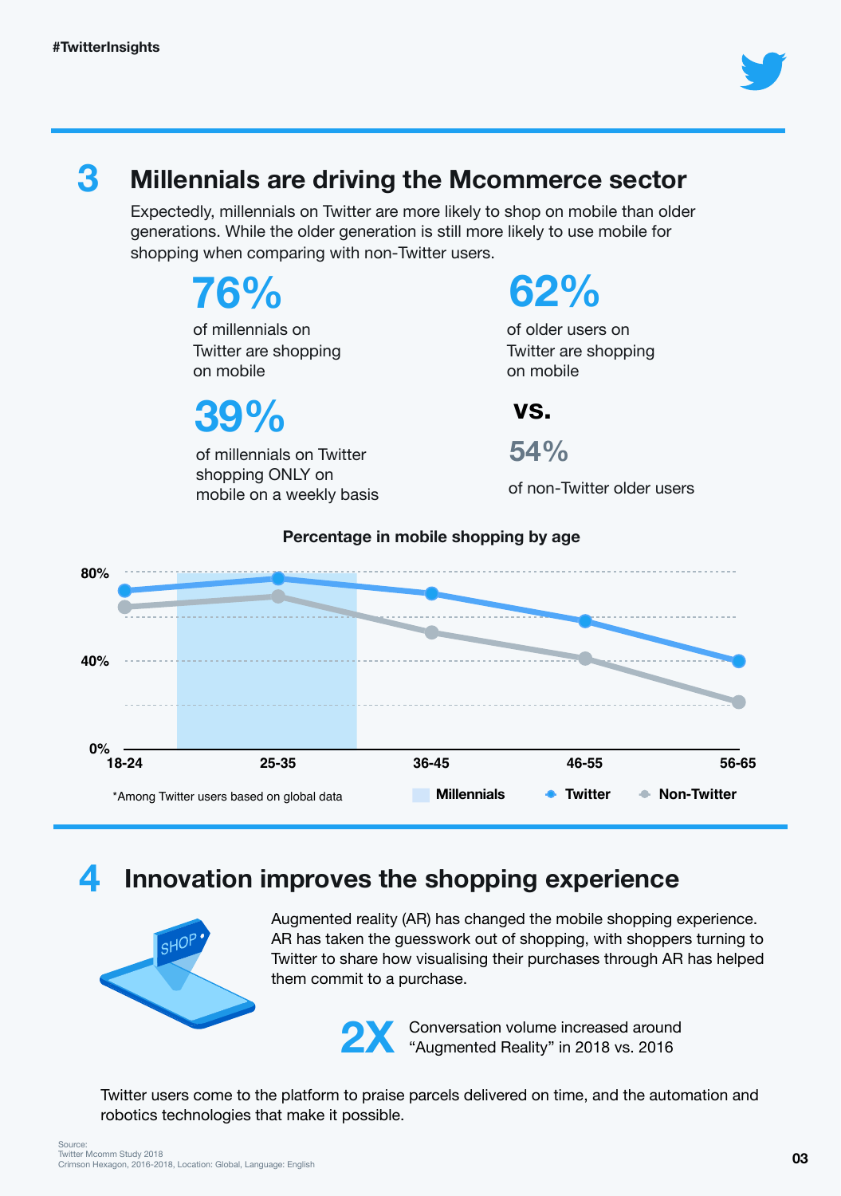#TwitterInsights

## 3 Millennials are driving the Mcommerce sector

Expectedly, millennials on Twitter are more likely to shop on mobile than older generations. While the older generation is still more likely to use mobile for shopping when comparing with non-Twitter users.

**76%**
of millennials on Twitter are shopping on mobile

**39%**
of millennials on Twitter shopping ONLY on mobile on a weekly basis

**62%**
of older users on Twitter are shopping on mobile

**vs.**

**54%**
of non-Twitter older users

**Percentage in mobile shopping by age**

80%
40%
0%

18-24 | 25-35 | 36-45 | 46-55 | 56-65

*Among Twitter users based on global data

Millennials | Twitter | Non-Twitter

## 4 Innovation improves the shopping experience

SHOP

Augmented reality (AR) has changed the mobile shopping experience. AR has taken the guesswork out of shopping, with shoppers turning to Twitter to share how visualising their purchases through AR has helped them commit to a purchase.

**2X** Conversation volume increased around "Augmented Reality" in 2018 vs. 2016

Twitter users come to the platform to praise parcels delivered on time, and the automation and robotics technologies that make it possible.

Source:
Twitter Mcomm Study 2018
Crimson Hexagon, 2016-2018, Location: Global, Language: English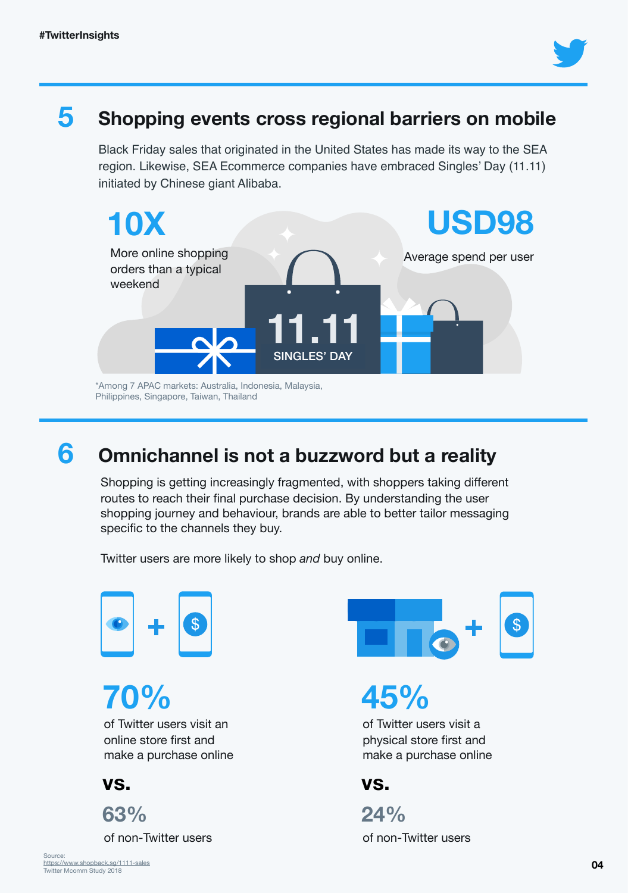## 5 Shopping events cross regional barriers on mobile

Black Friday sales that originated in the United States has made its way to the SEA region. Likewise, SEA Ecommerce companies have embraced Singles' Day (11.11) initiated by Chinese giant Alibaba.

**10X**

More online shopping orders than a typical weekend

**USD98**

Average spend per user

11.11 SINGLES' DAY

*Among 7 APAC markets: Australia, Indonesia, Malaysia, Philippines, Singapore, Taiwan, Thailand

## 6 Omnichannel is not a buzzword but a reality

Shopping is getting increasingly fragmented, with shoppers taking different routes to reach their final purchase decision. By understanding the user shopping journey and behaviour, brands are able to better tailor messaging specific to the channels they buy.

Twitter users are more likely to shop *and* buy online.

**70%**

of Twitter users visit an online store first and make a purchase online

**vs.**

**63%**

of non-Twitter users

**45%**

of Twitter users visit a physical store first and make a purchase online

**vs.**

**24%**

of non-Twitter users

Source:
https://www.shopback.sg/1111-sales
Twitter Mcomm Study 2018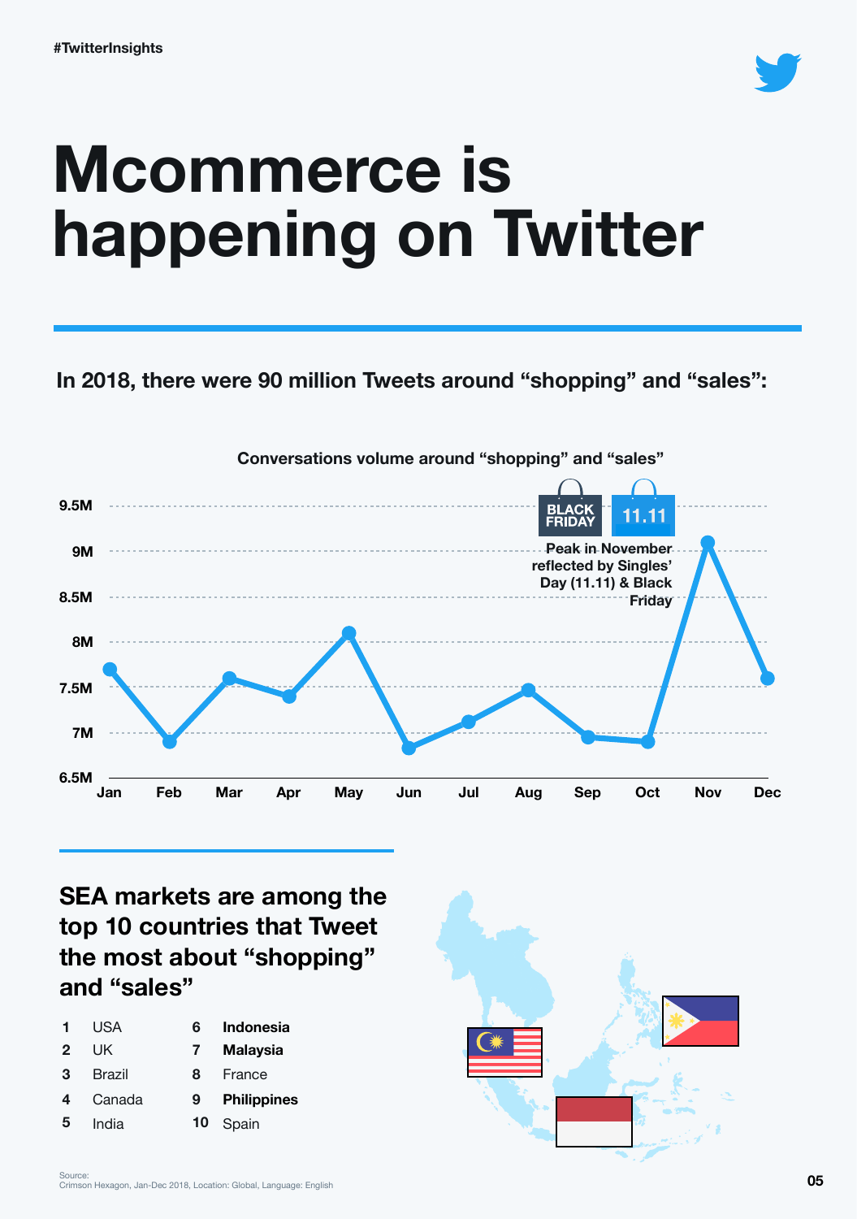#TwitterInsights

# Mcommerce is happening on Twitter

**In 2018, there were 90 million Tweets around "shopping" and "sales":**

**Conversations volume around "shopping" and "sales"**

BLACK FRIDAY | 11.11

**Peak in November reflected by Singles' Day (11.11) & Black Friday**

9.5M
9M
8.5M
8M
7.5M
7M
6.5M

Jan Feb Mar Apr May Jun Jul Aug Sep Oct Nov Dec

## SEA markets are among the top 10 countries that Tweet the most about "shopping" and "sales"

| | | | |
|---|---|---|---|
| 1 | USA | 6 | **Indonesia** |
| 2 | UK | 7 | **Malaysia** |
| 3 | Brazil | 8 | France |
| 4 | Canada | 9 | **Philippines** |
| 5 | India | 10 | Spain |

Source:
Crimson Hexagon, Jan-Dec 2018, Location: Global, Language: English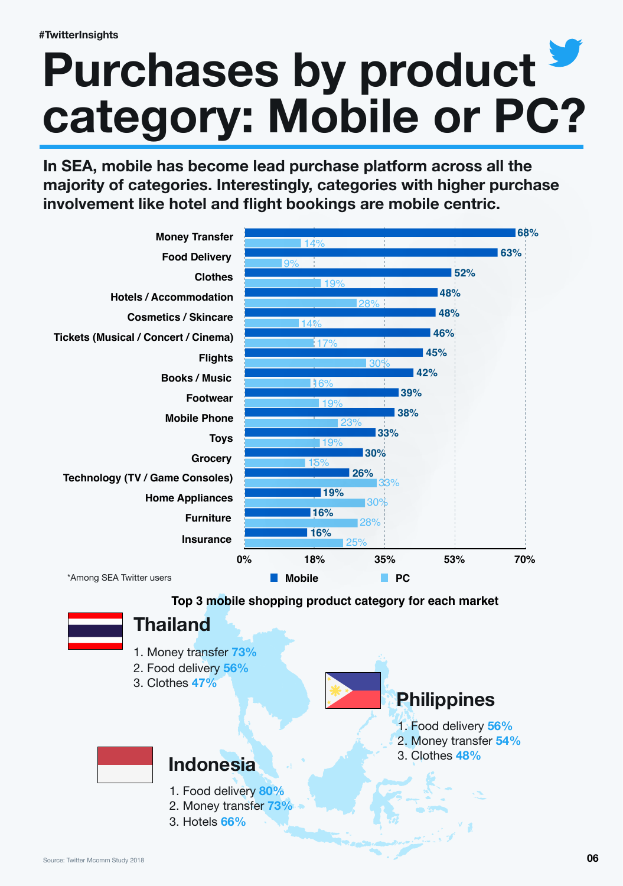#TwitterInsights

# Purchases by product category: Mobile or PC?

**In SEA, mobile has become lead purchase platform across all the majority of categories. Interestingly, categories with higher purchase involvement like hotel and flight bookings are mobile centric.**

| Category | Mobile | PC |
|---|---|---|
| Money Transfer | 68% | 14% |
| Food Delivery | 63% | 9% |
| Clothes | 52% | 19% |
| Hotels / Accommodation | 48% | 28% |
| Cosmetics / Skincare | 48% | 14% |
| Tickets (Musical / Concert / Cinema) | 46% | 17% |
| Flights | 45% | 30% |
| Books / Music | 42% | 16% |
| Footwear | 39% | 19% |
| Mobile Phone | 38% | 23% |
| Toys | 33% | 19% |
| Grocery | 30% | 15% |
| Technology (TV / Game Consoles) | 26% | 33% |
| Home Appliances | 19% | 30% |
| Furniture | 16% | 28% |
| Insurance | 16% | 25% |

*Among SEA Twitter users

**Top 3 mobile shopping product category for each market**

## Thailand

1. Money transfer **73%**
2. Food delivery **56%**
3. Clothes **47%**

## Philippines

1. Food delivery **56%**
2. Money transfer **54%**
3. Clothes **48%**

## Indonesia

1. Food delivery **80%**
2. Money transfer **73%**
3. Hotels **66%**

Source: Twitter Mcomm Study 2018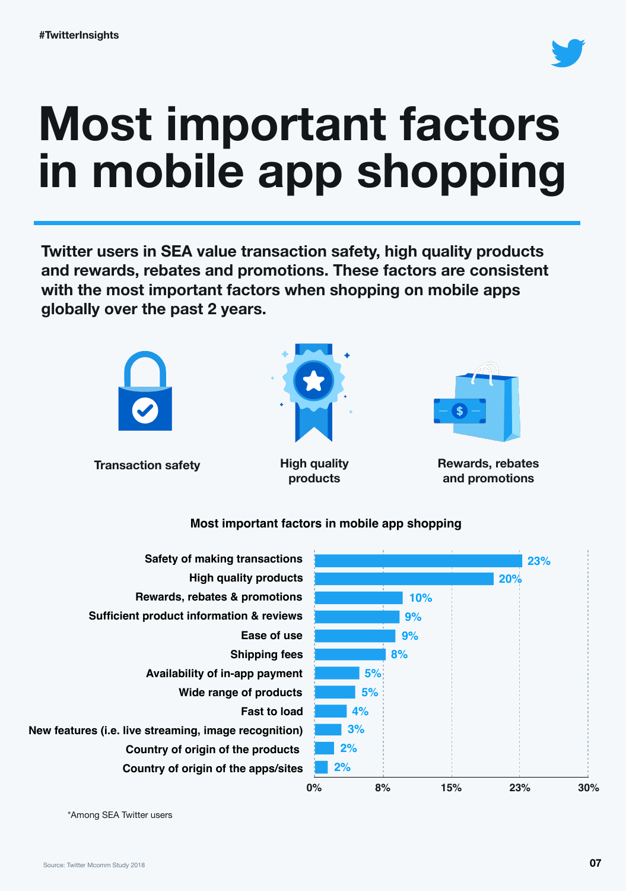#TwitterInsights

# Most important factors in mobile app shopping

**Twitter users in SEA value transaction safety, high quality products and rewards, rebates and promotions. These factors are consistent with the most important factors when shopping on mobile apps globally over the past 2 years.**

**Transaction safety**

**High quality products**

**Rewards, rebates and promotions**

**Most important factors in mobile app shopping**

| Factor | % |
|---|---|
| Safety of making transactions | 23% |
| High quality products | 20% |
| Rewards, rebates & promotions | 10% |
| Sufficient product information & reviews | 9% |
| Ease of use | 9% |
| Shipping fees | 8% |
| Availability of in-app payment | 5% |
| Wide range of products | 5% |
| Fast to load | 4% |
| New features (i.e. live streaming, image recognition) | 3% |
| Country of origin of the products | 2% |
| Country of origin of the apps/sites | 2% |

*Among SEA Twitter users

Source: Twitter Mcomm Study 2018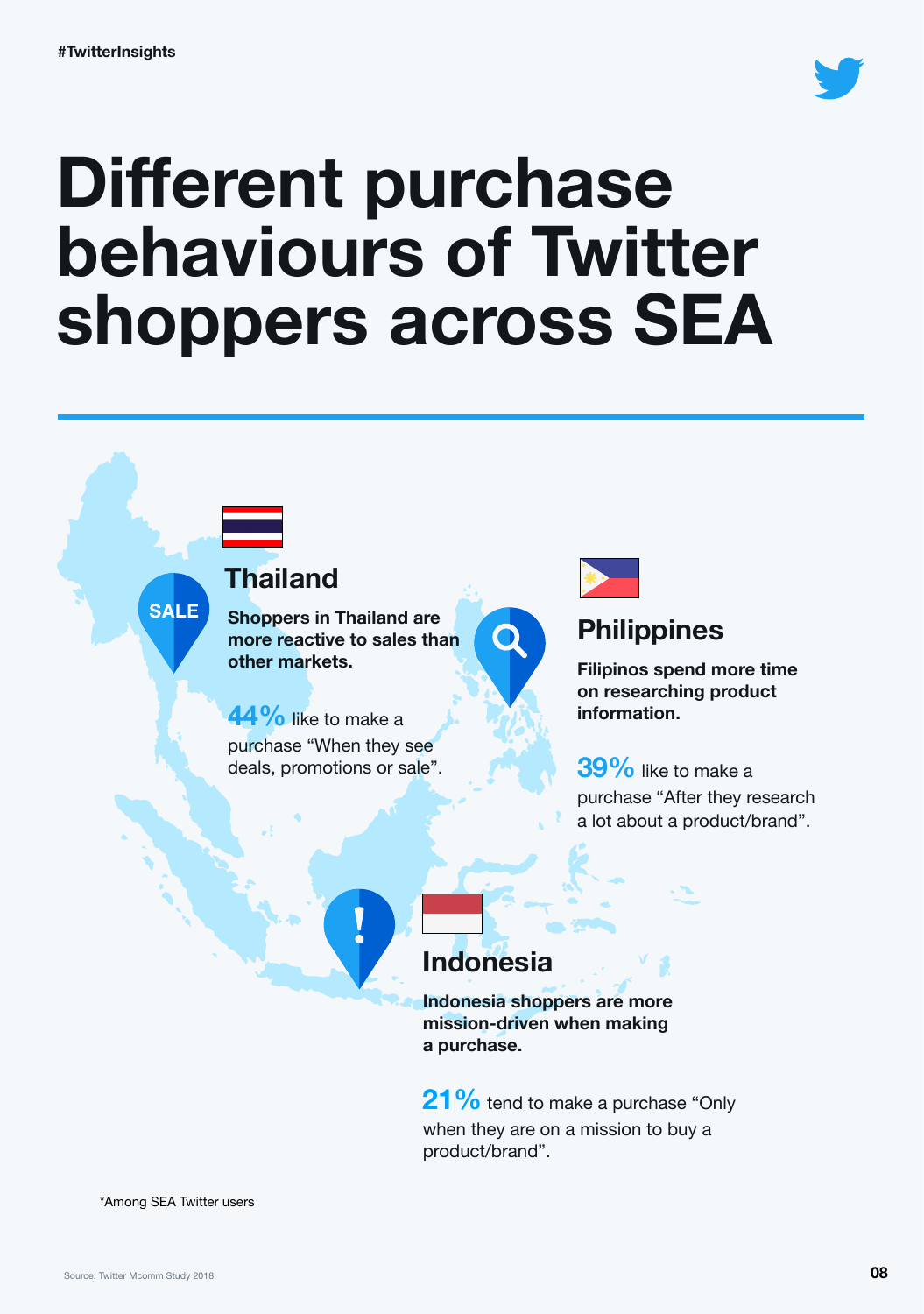#TwitterInsights

# Different purchase behaviours of Twitter shoppers across SEA

## Thailand

**Shoppers in Thailand are more reactive to sales than other markets.**

**44%** like to make a purchase “When they see deals, promotions or sale”.

## Philippines

**Filipinos spend more time on researching product information.**

**39%** like to make a purchase “After they research a lot about a product/brand”.

## Indonesia

**Indonesia shoppers are more mission-driven when making a purchase.**

**21%** tend to make a purchase “Only when they are on a mission to buy a product/brand”.

*Among SEA Twitter users

Source: Twitter Mcomm Study 2018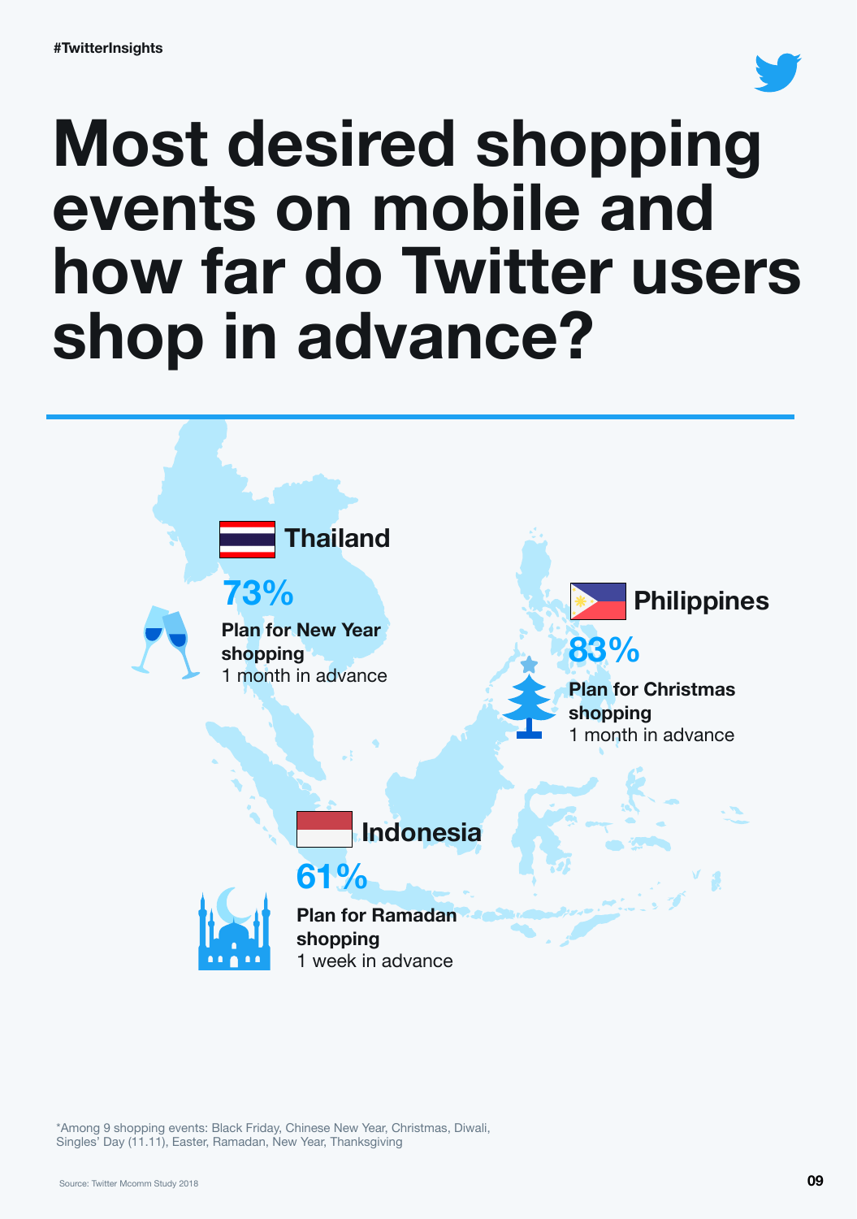#TwitterInsights

# Most desired shopping events on mobile and how far do Twitter users shop in advance?

## Thailand

**73%**

**Plan for New Year shopping**
1 month in advance

## Philippines

**83%**

**Plan for Christmas shopping**
1 month in advance

## Indonesia

**61%**

**Plan for Ramadan shopping**
1 week in advance

*Among 9 shopping events: Black Friday, Chinese New Year, Christmas, Diwali, Singles' Day (11.11), Easter, Ramadan, New Year, Thanksgiving

Source: Twitter Mcomm Study 2018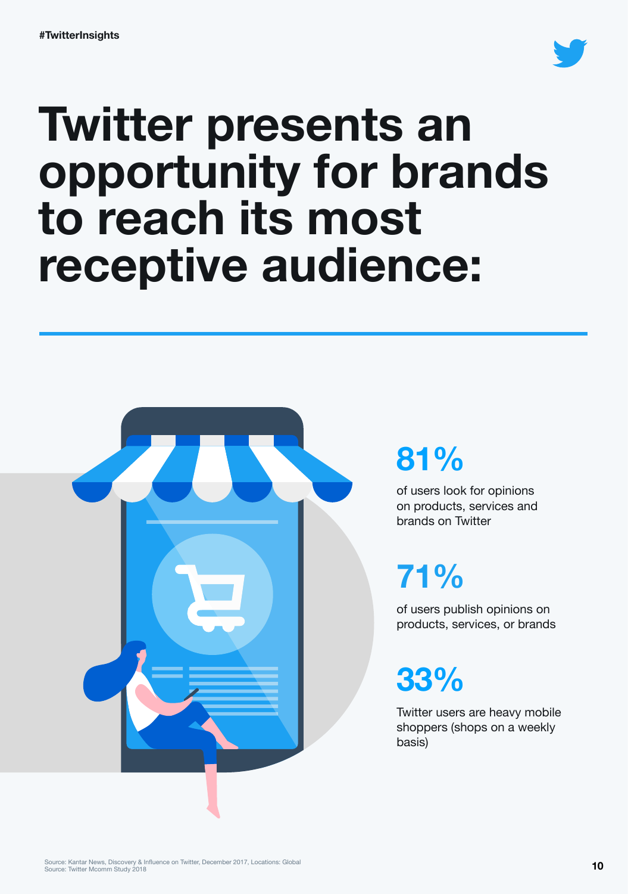#TwitterInsights

# Twitter presents an opportunity for brands to reach its most receptive audience:

## 81%

of users look for opinions on products, services and brands on Twitter

## 71%

of users publish opinions on products, services, or brands

## 33%

Twitter users are heavy mobile shoppers (shops on a weekly basis)

Source: Kantar News, Discovery & Influence on Twitter, December 2017, Locations: Global
Source: Twitter Mcomm Study 2018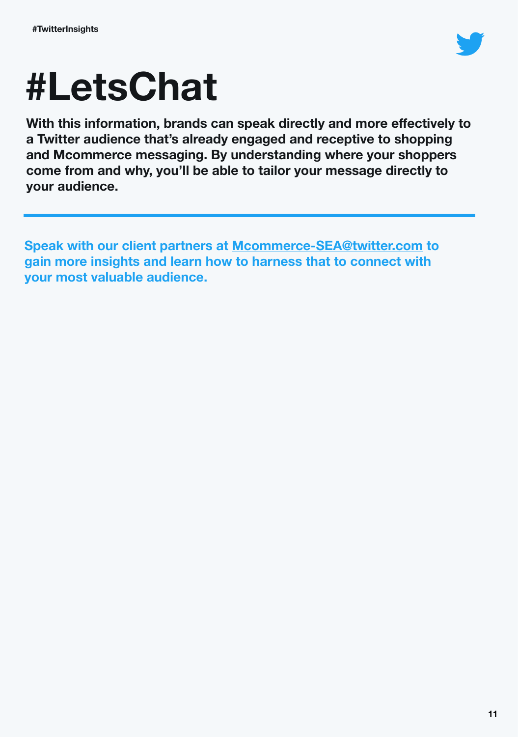# #LetsChat

**With this information, brands can speak directly and more effectively to a Twitter audience that's already engaged and receptive to shopping and Mcommerce messaging. By understanding where your shoppers come from and why, you'll be able to tailor your message directly to your audience.**

---

**Speak with our client partners at Mcommerce-SEA@twitter.com to gain more insights and learn how to harness that to connect with your most valuable audience.**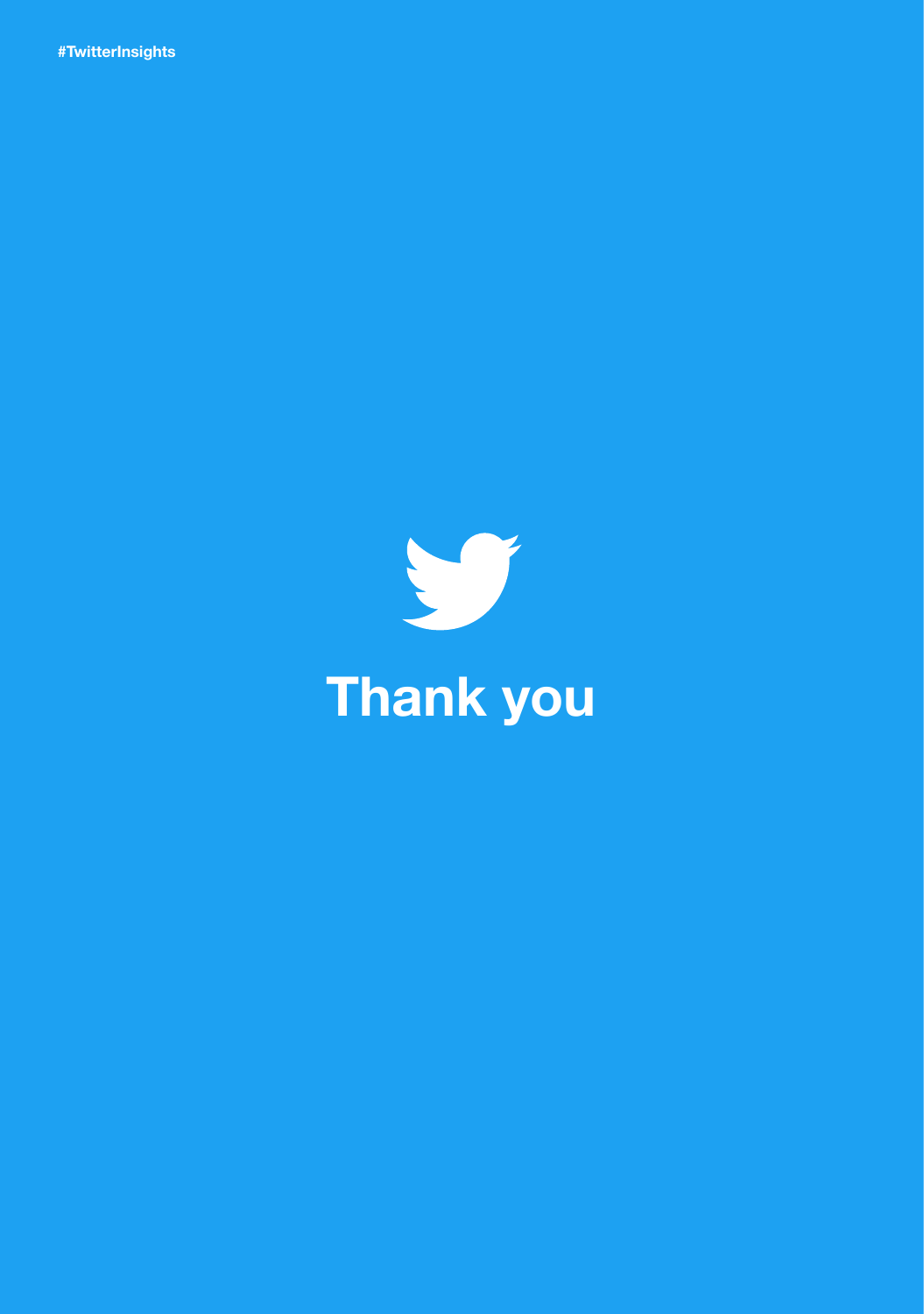#TwitterInsights

# Thank you